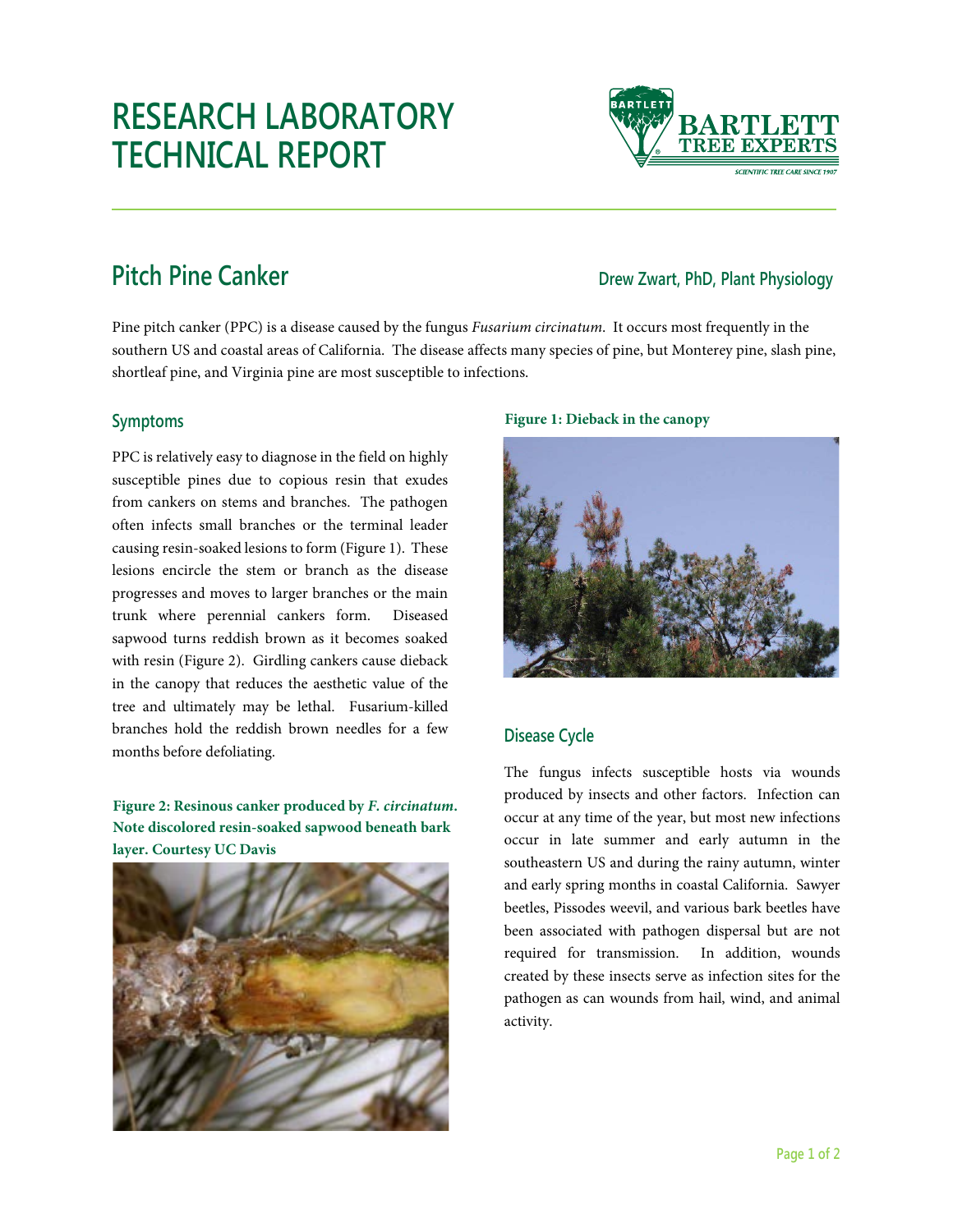# RESEARCH LABORATORY TECHNICAL REPORT

## Pitch Pine Canker

**Drew Zwart, PhD, Plant Physiology**

Pine pitch canker (PPC) is a disease caused by the fungus *Fusarium circinatum*. It occurs most frequently in the southern US and coastal areas of California. The disease affects many species of pine, but Monterey pine, slash pine, shortleaf pine, and Virginia pine are most susceptible to infections.

### Symptoms

PPC is relatively easy to diagnose in the field on highly susceptible pines due to copious resin that exudes from cankers on stems and branches. The pathogen often infects small branches or the terminal leader causing resin-soaked lesions to form (Figure 1). These lesions encircle the stem or branch as the disease progresses and moves to larger branches or the main trunk where perennial cankers form. Diseased sapwood turns reddish brown as it becomes soaked with resin (Figure 2). Girdling cankers cause dieback in the canopy that reduces the aesthetic value of the tree and ultimately may be lethal. Fusarium-killed branches hold the reddish brown needles for a few months before defoliating.

**Figure 2: Resinous canker produced by *F. circinatum*. Note discolored resin-soaked sapwood beneath bark layer. Courtesy UC Davis**

**Figure 1: Dieback in the canopy**

### Disease Cycle

The fungus infects susceptible hosts via wounds produced by insects and other factors. Infection can occur at any time of the year, but most new infections occur in late summer and early autumn in the southeastern US and during the rainy autumn, winter and early spring months in coastal California. Sawyer beetles, Pissodes weevil, and various bark beetles have been associated with pathogen dispersal but are not required for transmission. In addition, wounds created by these insects serve as infection sites for the pathogen as can wounds from hail, wind, and animal activity.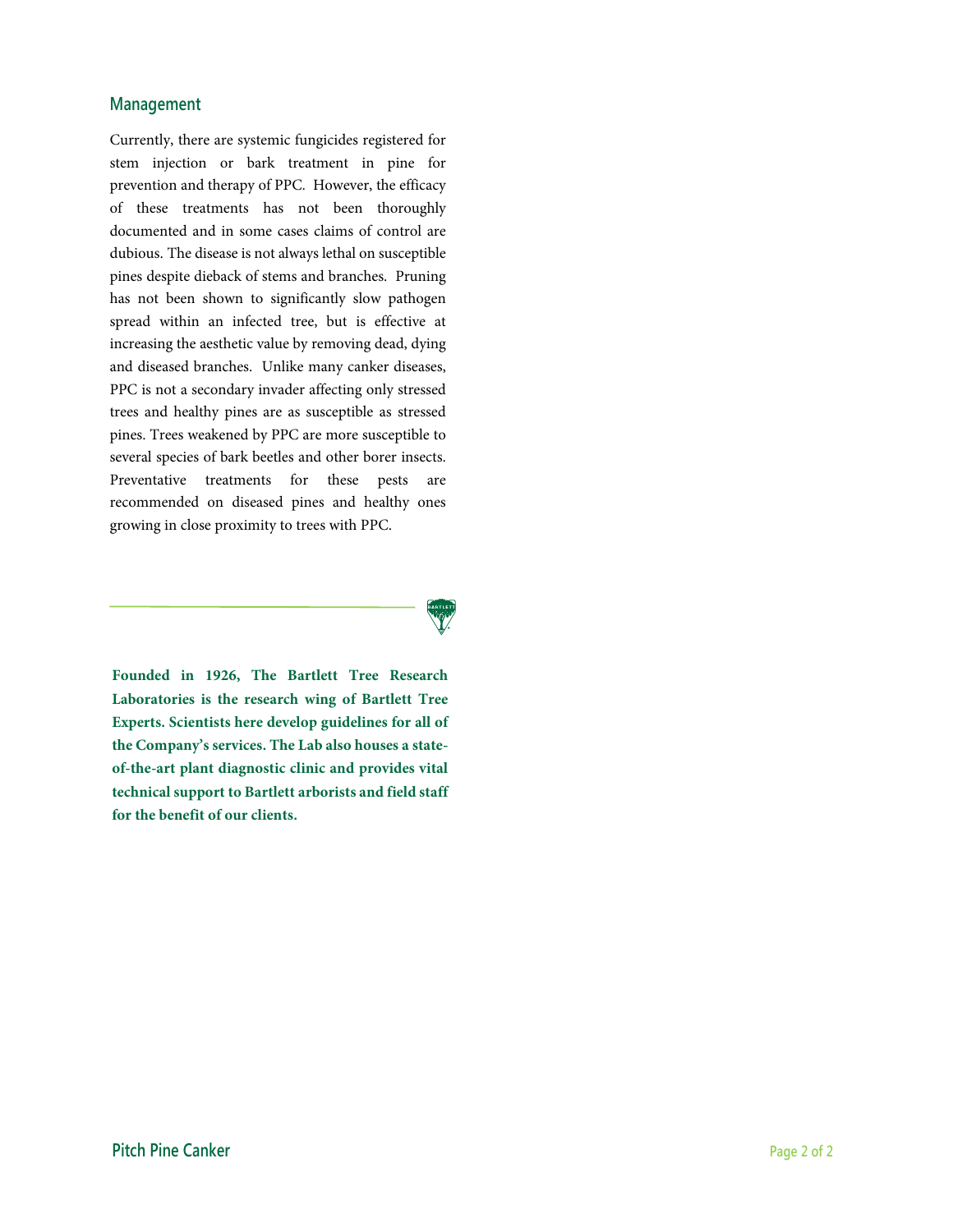## Management

Currently, there are systemic fungicides registered for stem injection or bark treatment in pine for prevention and therapy of PPC. However, the efficacy of these treatments has not been thoroughly documented and in some cases claims of control are dubious. The disease is not always lethal on susceptible pines despite dieback of stems and branches. Pruning has not been shown to significantly slow pathogen spread within an infected tree, but is effective at increasing the aesthetic value by removing dead, dying and diseased branches. Unlike many canker diseases, PPC is not a secondary invader affecting only stressed trees and healthy pines are as susceptible as stressed pines. Trees weakened by PPC are more susceptible to several species of bark beetles and other borer insects. Preventative treatments for these pests are recommended on diseased pines and healthy ones growing in close proximity to trees with PPC.

---

**Founded in 1926, The Bartlett Tree Research Laboratories is the research wing of Bartlett Tree Experts. Scientists here develop guidelines for all of the Company's services. The Lab also houses a state-of-the-art plant diagnostic clinic and provides vital technical support to Bartlett arborists and field staff for the benefit of our clients.**